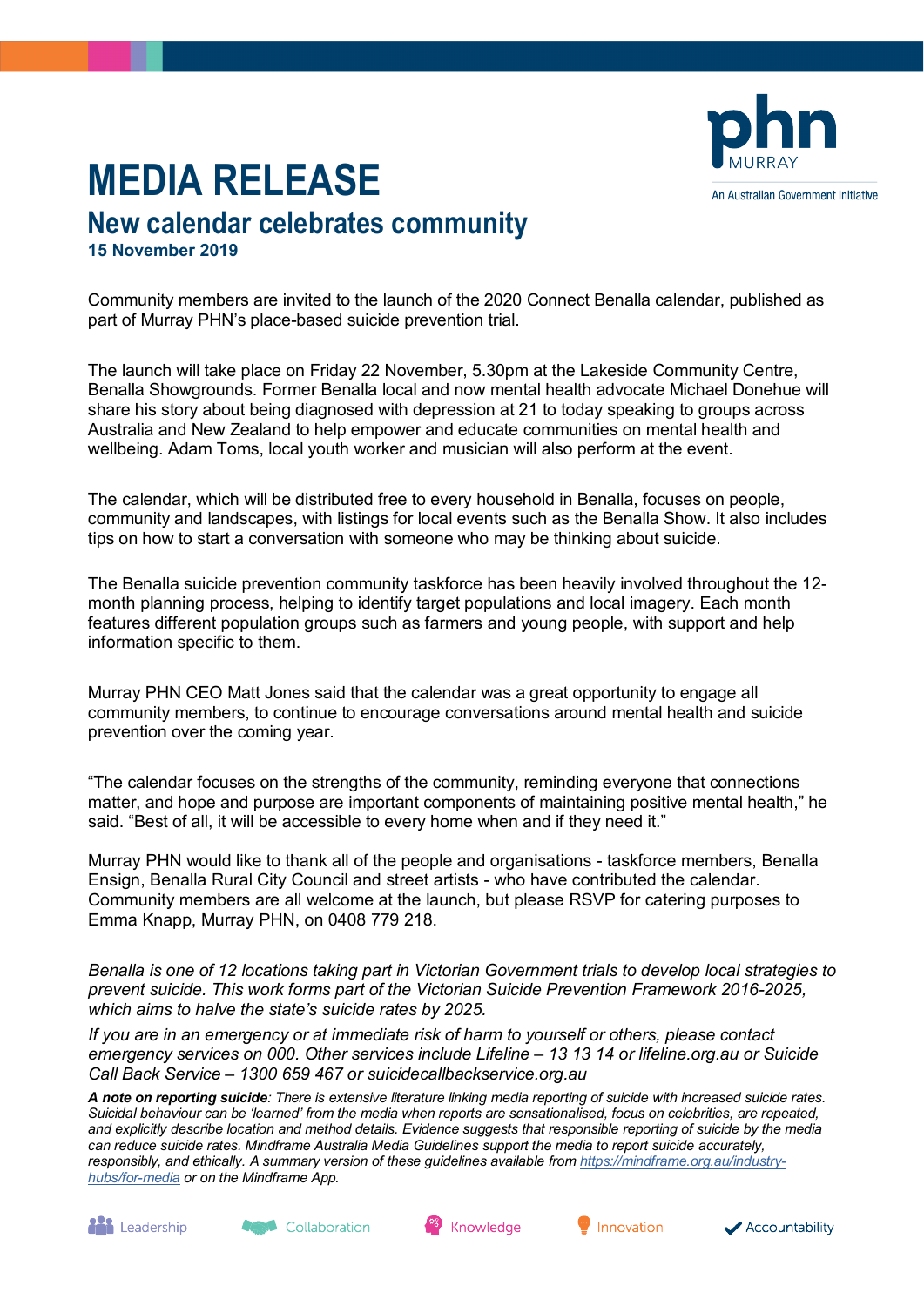# MEDIA RELEASE

## New calendar celebrates community

**15 November 2019**

Community members are invited to the launch of the 2020 Connect Benalla calendar, published as part of Murray PHN's place-based suicide prevention trial.

The launch will take place on Friday 22 November, 5.30pm at the Lakeside Community Centre, Benalla Showgrounds. Former Benalla local and now mental health advocate Michael Donehue will share his story about being diagnosed with depression at 21 to today speaking to groups across Australia and New Zealand to help empower and educate communities on mental health and wellbeing. Adam Toms, local youth worker and musician will also perform at the event.

The calendar, which will be distributed free to every household in Benalla, focuses on people, community and landscapes, with listings for local events such as the Benalla Show. It also includes tips on how to start a conversation with someone who may be thinking about suicide.

The Benalla suicide prevention community taskforce has been heavily involved throughout the 12-month planning process, helping to identify target populations and local imagery. Each month features different population groups such as farmers and young people, with support and help information specific to them.

Murray PHN CEO Matt Jones said that the calendar was a great opportunity to engage all community members, to continue to encourage conversations around mental health and suicide prevention over the coming year.

"The calendar focuses on the strengths of the community, reminding everyone that connections matter, and hope and purpose are important components of maintaining positive mental health," he said. "Best of all, it will be accessible to every home when and if they need it."

Murray PHN would like to thank all of the people and organisations - taskforce members, Benalla Ensign, Benalla Rural City Council and street artists - who have contributed the calendar. Community members are all welcome at the launch, but please RSVP for catering purposes to Emma Knapp, Murray PHN, on 0408 779 218.

*Benalla is one of 12 locations taking part in Victorian Government trials to develop local strategies to prevent suicide. This work forms part of the Victorian Suicide Prevention Framework 2016-2025, which aims to halve the state's suicide rates by 2025.*

*If you are in an emergency or at immediate risk of harm to yourself or others, please contact emergency services on 000. Other services include Lifeline – 13 13 14 or lifeline.org.au or Suicide Call Back Service – 1300 659 467 or suicidecallbackservice.org.au*

***A note on reporting suicide**: There is extensive literature linking media reporting of suicide with increased suicide rates. Suicidal behaviour can be 'learned' from the media when reports are sensationalised, focus on celebrities, are repeated, and explicitly describe location and method details. Evidence suggests that responsible reporting of suicide by the media can reduce suicide rates. Mindframe Australia Media Guidelines support the media to report suicide accurately, responsibly, and ethically. A summary version of these guidelines available from https://mindframe.org.au/industry-hubs/for-media or on the Mindframe App.*

Leadership Collaboration Knowledge Innovation Accountability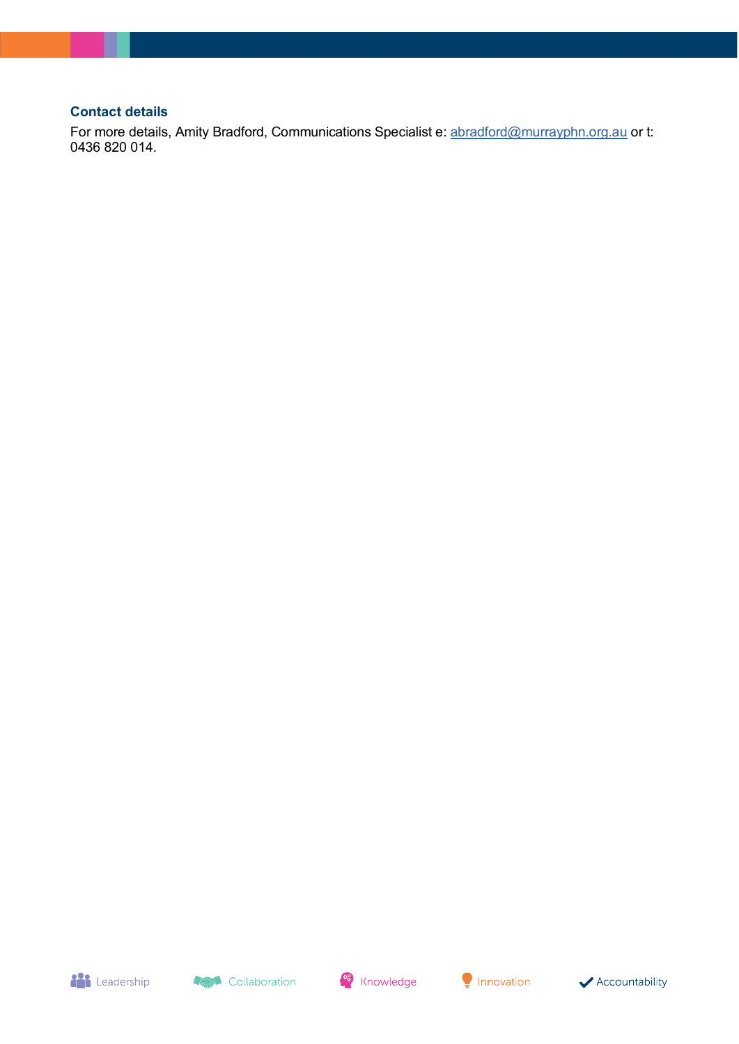### Contact details

For more details, Amity Bradford, Communications Specialist e: abradford@murrayphn.org.au or t: 0436 820 014.